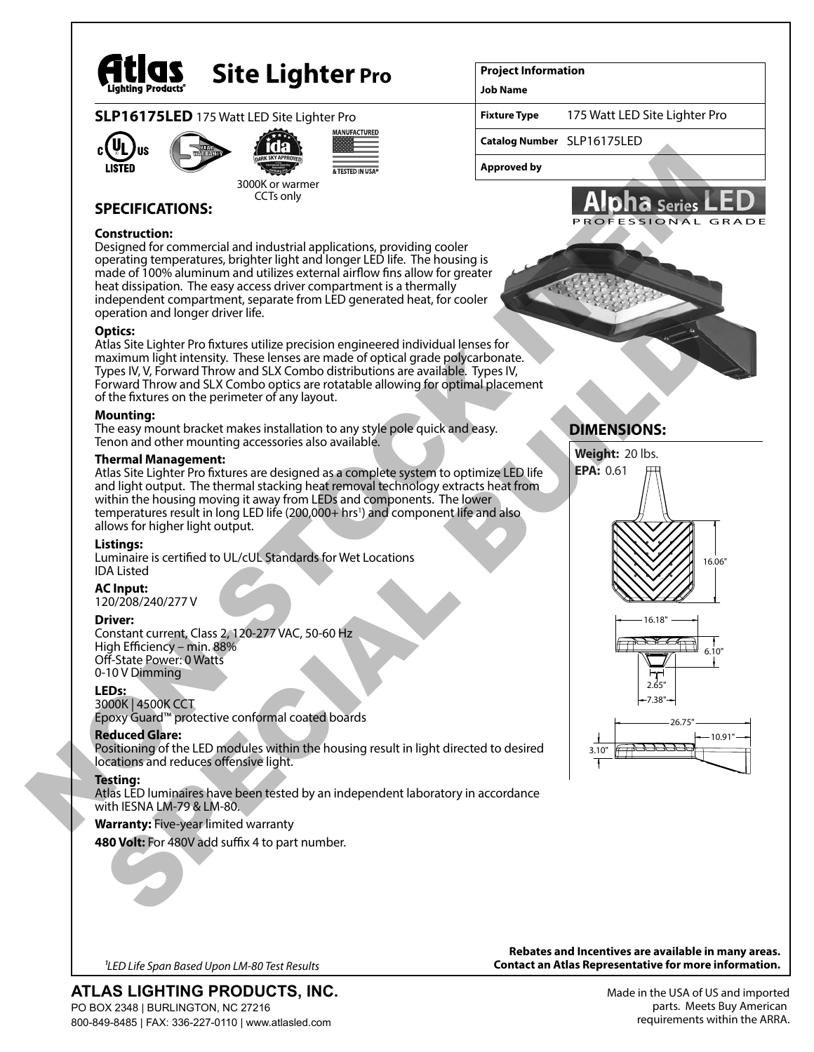# Site Lighter Pro

**SLP16175LED** 175 Watt LED Site Lighter Pro

3000K or warmer CCTs only

| Project Information | |
|---|---|
| Job Name | |
| Fixture Type | 175 Watt LED Site Lighter Pro |
| Catalog Number | SLP16175LED |
| Approved by | |

Alpha Series LED
PROFESSIONAL GRADE

## SPECIFICATIONS:

**Construction:**
Designed for commercial and industrial applications, providing cooler operating temperatures, brighter light and longer LED life. The housing is made of 100% aluminum and utilizes external airflow fins allow for greater heat dissipation. The easy access driver compartment is a thermally independent compartment, separate from LED generated heat, for cooler operation and longer driver life.

**Optics:**
Atlas Site Lighter Pro fixtures utilize precision engineered individual lenses for maximum light intensity. These lenses are made of optical grade polycarbonate. Types IV, V, Forward Throw and SLX Combo distributions are available. Types IV, Forward Throw and SLX Combo optics are rotatable allowing for optimal placement of the fixtures on the perimeter of any layout.

**Mounting:**
The easy mount bracket makes installation to any style pole quick and easy. Tenon and other mounting accessories also available.

**Thermal Management:**
Atlas Site Lighter Pro fixtures are designed as a complete system to optimize LED life and light output. The thermal stacking heat removal technology extracts heat from within the housing moving it away from LEDs and components. The lower temperatures result in long LED life (200,000+ hrs[1]) and component life and also allows for higher light output.

**Listings:**
Luminaire is certified to UL/cUL Standards for Wet Locations
IDA Listed

**AC Input:**
120/208/240/277 V

**Driver:**
Constant current, Class 2, 120-277 VAC, 50-60 Hz
High Efficiency – min. 88%
Off-State Power: 0 Watts
0-10 V Dimming

**LEDs:**
3000K | 4500K CCT
Epoxy Guard™ protective conformal coated boards

**Reduced Glare:**
Positioning of the LED modules within the housing result in light directed to desired locations and reduces offensive light.

**Testing:**
Atlas LED luminaires have been tested by an independent laboratory in accordance with IESNA LM-79 & LM-80.

**Warranty:** Five-year limited warranty

**480 Volt:** For 480V add suffix 4 to part number.

## DIMENSIONS:

**Weight:** 20 lbs.
**EPA:** 0.61

16.06"
16.18"
6.10"
2.65"
7.38"
26.75"
10.91"
3.10"

NON STOCK ITEM SPECIAL BUILD

[1]LED Life Span Based Upon LM-80 Test Results

**Rebates and Incentives are available in many areas. Contact an Atlas Representative for more information.**

**ATLAS LIGHTING PRODUCTS, INC.**
PO BOX 2348 | BURLINGTON, NC 27216
800-849-8485 | FAX: 336-227-0110 | www.atlasled.com

Made in the USA of US and imported parts. Meets Buy American requirements within the ARRA.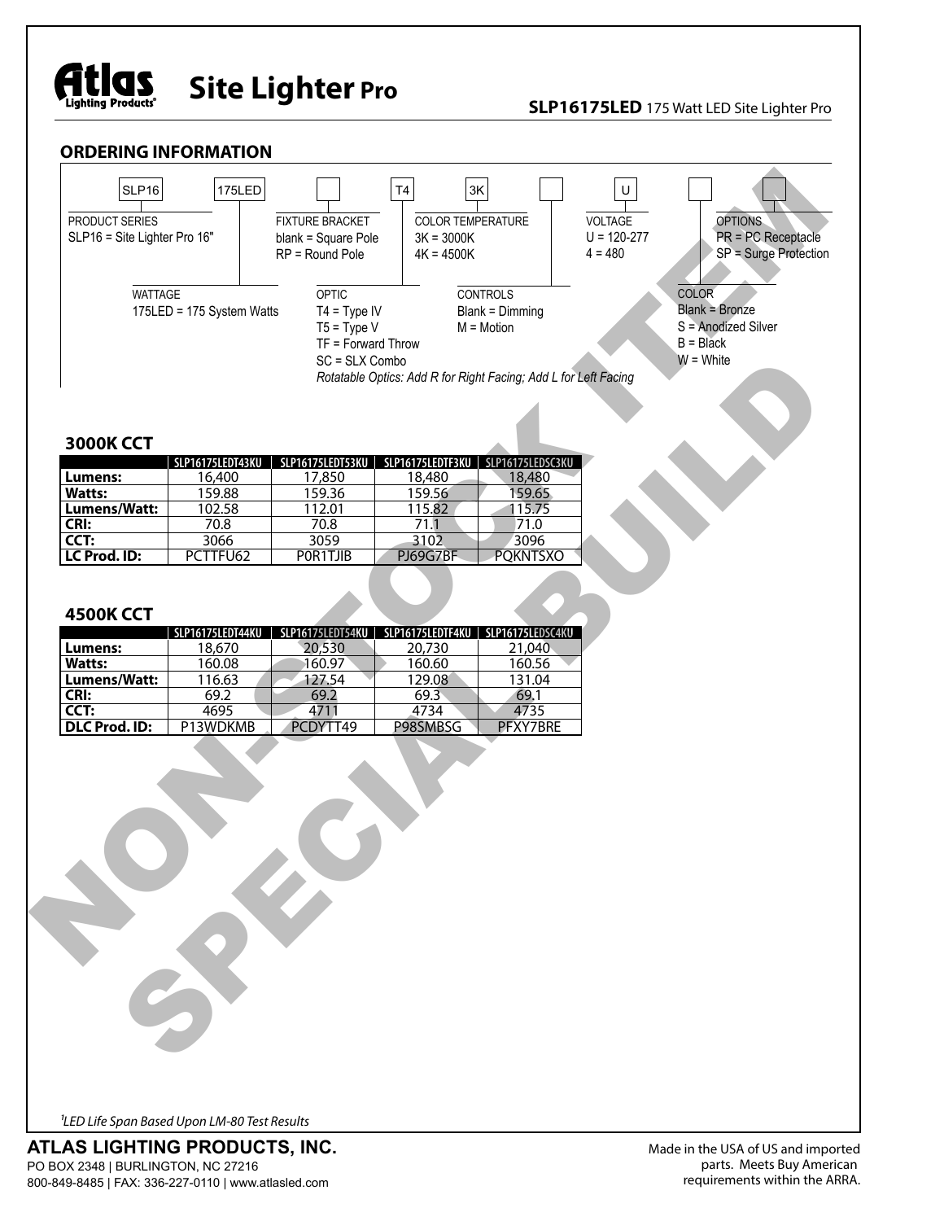# Site Lighter Pro

**SLP16175LED** 175 Watt LED Site Lighter Pro

## ORDERING INFORMATION

SLP16 | 175LED | [ ] | T4 | 3K | [ ] | U | [ ] | [ ]

PRODUCT SERIES
SLP16 = Site Lighter Pro 16"

WATTAGE
175LED = 175 System Watts

FIXTURE BRACKET
blank = Square Pole
RP = Round Pole

OPTIC
T4 = Type IV
T5 = Type V
TF = Forward Throw
SC = SLX Combo
*Rotatable Optics: Add R for Right Facing; Add L for Left Facing*

COLOR TEMPERATURE
3K = 3000K
4K = 4500K

CONTROLS
Blank = Dimming
M = Motion

VOLTAGE
U = 120-277
4 = 480

COLOR
Blank = Bronze
S = Anodized Silver
B = Black
W = White

OPTIONS
PR = PC Receptacle
SP = Surge Protection

NON-STOCK ITEM
SPECIAL BUILD

### 3000K CCT

| | SLP16175LEDT43KU | SLP16175LEDT53KU | SLP16175LEDTF3KU | SLP16175LEDSC3KU |
|---|---|---|---|---|
| **Lumens:** | 16,400 | 17,850 | 18,480 | 18,480 |
| **Watts:** | 159.88 | 159.36 | 159.56 | 159.65 |
| **Lumens/Watt:** | 102.58 | 112.01 | 115.82 | 115.75 |
| **CRI:** | 70.8 | 70.8 | 71.1 | 71.0 |
| **CCT:** | 3066 | 3059 | 3102 | 3096 |
| **LC Prod. ID:** | PCTTFU62 | P0R1TJIB | PJ69G7BF | PQKNTSXO |

### 4500K CCT

| | SLP16175LEDT44KU | SLP16175LEDT54KU | SLP16175LEDTF4KU | SLP16175LEDSC4KU |
|---|---|---|---|---|
| **Lumens:** | 18,670 | 20,530 | 20,730 | 21,040 |
| **Watts:** | 160.08 | 160.97 | 160.60 | 160.56 |
| **Lumens/Watt:** | 116.63 | 127.54 | 129.08 | 131.04 |
| **CRI:** | 69.2 | 69.2 | 69.3 | 69.1 |
| **CCT:** | 4695 | 4711 | 4734 | 4735 |
| **DLC Prod. ID:** | P13WDKMB | PCDYTT49 | P98SMBSG | PFXY7BRE |

*[1]LED Life Span Based Upon LM-80 Test Results*

**ATLAS LIGHTING PRODUCTS, INC.**
PO BOX 2348 | BURLINGTON, NC 27216
800-849-8485 | FAX: 336-227-0110 | www.atlasled.com

Made in the USA of US and imported parts. Meets Buy American requirements within the ARRA.